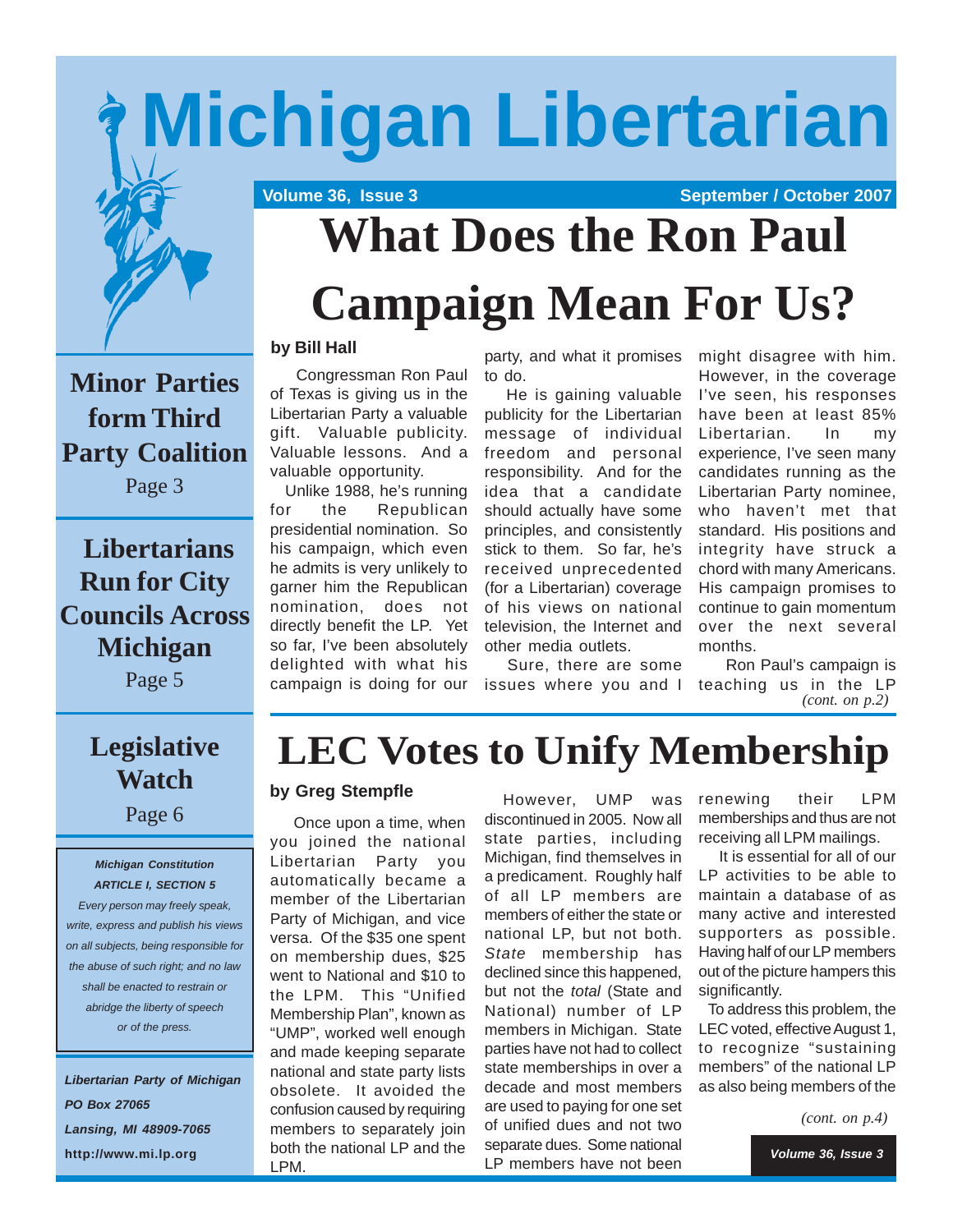# Michigan Libertarian

Volume 36, Issue 3 — September / October 2007

## What Does the Ron Paul Campaign Mean For Us?

**by Bill Hall**

Congressman Ron Paul of Texas is giving us in the Libertarian Party a valuable gift. Valuable publicity. Valuable lessons. And a valuable opportunity.

Unlike 1988, he's running for the Republican presidential nomination. So his campaign, which even he admits is very unlikely to garner him the Republican nomination, does not directly benefit the LP. Yet so far, I've been absolutely delighted with what his campaign is doing for our party, and what it promises to do.

He is gaining valuable publicity for the Libertarian message of individual freedom and personal responsibility. And for the idea that a candidate should actually have some principles, and consistently stick to them. So far, he's received unprecedented (for a Libertarian) coverage of his views on national television, the Internet and other media outlets.

Sure, there are some issues where you and I might disagree with him. However, in the coverage I've seen, his responses have been at least 85% Libertarian. In my experience, I've seen many candidates running as the Libertarian Party nominee, who haven't met that standard. His positions and integrity have struck a chord with many Americans. His campaign promises to continue to gain momentum over the next several months.

Ron Paul's campaign is teaching us in the LP

*(cont. on p.2)*

## LEC Votes to Unify Membership

**by Greg Stempfle**

Once upon a time, when you joined the national Libertarian Party you automatically became a member of the Libertarian Party of Michigan, and vice versa. Of the $35 one spent on membership dues, $25 went to National and $10 to the LPM. This "Unified Membership Plan", known as "UMP", worked well enough and made keeping separate national and state party lists obsolete. It avoided the confusion caused by requiring members to separately join both the national LP and the LPM.

However, UMP was discontinued in 2005. Now all state parties, including Michigan, find themselves in a predicament. Roughly half of all LP members are members of either the state or national LP, but not both. *State* membership has declined since this happened, but not the *total* (State and National) number of LP members in Michigan. State parties have not had to collect state memberships in over a decade and most members are used to paying for one set of unified dues and not two separate dues. Some national LP members have not been renewing their LPM memberships and thus are not receiving all LPM mailings.

It is essential for all of our LP activities to be able to maintain a database of as many active and interested supporters as possible. Having half of our LP members out of the picture hampers this significantly.

To address this problem, the LEC voted, effective August 1, to recognize "sustaining members" of the national LP as also being members of the

*(cont. on p.4)*

---

**Minor Parties form Third Party Coalition**
Page 3

**Libertarians Run for City Councils Across Michigan**
Page 5

**Legislative Watch**
Page 6

***Michigan Constitution***
***ARTICLE I, SECTION 5***
*Every person may freely speak, write, express and publish his views on all subjects, being responsible for the abuse of such right; and no law shall be enacted to restrain or abridge the liberty of speech or of the press.*

***Libertarian Party of Michigan***
***PO Box 27065***
***Lansing, MI 48909-7065***
**http://www.mi.lp.org**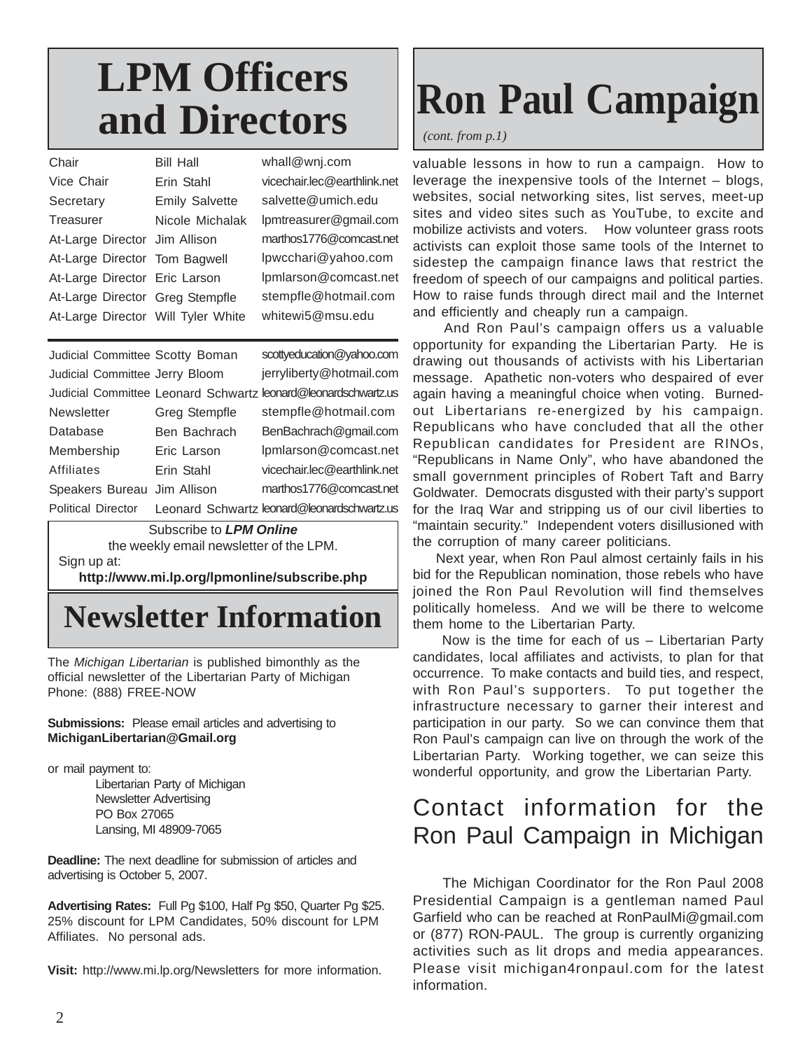# LPM Officers and Directors

| | | |
|---|---|---|
| Chair | Bill Hall | whall@wnj.com |
| Vice Chair | Erin Stahl | vicechair.lec@earthlink.net |
| Secretary | Emily Salvette | salvette@umich.edu |
| Treasurer | Nicole Michalak | lpmtreasurer@gmail.com |
| At-Large Director | Jim Allison | marthos1776@comcast.net |
| At-Large Director | Tom Bagwell | lpwcchari@yahoo.com |
| At-Large Director | Eric Larson | lpmlarson@comcast.net |
| At-Large Director | Greg Stempfle | stempfle@hotmail.com |
| At-Large Director | Will Tyler White | whitewi5@msu.edu |

| | | |
|---|---|---|
| Judicial Committee | Scotty Boman | scottyeducation@yahoo.com |
| Judicial Committee | Jerry Bloom | jerryliberty@hotmail.com |
| Judicial Committee | Leonard Schwartz | leonard@leonardschwartz.us |
| Newsletter | Greg Stempfle | stempfle@hotmail.com |
| Database | Ben Bachrach | BenBachrach@gmail.com |
| Membership | Eric Larson | lpmlarson@comcast.net |
| Affiliates | Erin Stahl | vicechair.lec@earthlink.net |
| Speakers Bureau | Jim Allison | marthos1776@comcast.net |
| Political Director | Leonard Schwartz | leonard@leonardschwartz.us |

Subscribe to ***LPM Online***
the weekly email newsletter of the LPM.
Sign up at:
**http://www.mi.lp.org/lpmonline/subscribe.php**

# Newsletter Information

The *Michigan Libertarian* is published bimonthly as the official newsletter of the Libertarian Party of Michigan
Phone: (888) FREE-NOW

**Submissions:** Please email articles and advertising to **MichiganLibertarian@Gmail.org**

or mail payment to:
Libertarian Party of Michigan
Newsletter Advertising
PO Box 27065
Lansing, MI 48909-7065

**Deadline:** The next deadline for submission of articles and advertising is October 5, 2007.

**Advertising Rates:** Full Pg $100, Half Pg $50, Quarter Pg $25. 25% discount for LPM Candidates, 50% discount for LPM Affiliates. No personal ads.

**Visit:** http://www.mi.lp.org/Newsletters for more information.

# Ron Paul Campaign

*(cont. from p.1)*

valuable lessons in how to run a campaign. How to leverage the inexpensive tools of the Internet – blogs, websites, social networking sites, list serves, meet-up sites and video sites such as YouTube, to excite and mobilize activists and voters. How volunteer grass roots activists can exploit those same tools of the Internet to sidestep the campaign finance laws that restrict the freedom of speech of our campaigns and political parties. How to raise funds through direct mail and the Internet and efficiently and cheaply run a campaign.

And Ron Paul's campaign offers us a valuable opportunity for expanding the Libertarian Party. He is drawing out thousands of activists with his Libertarian message. Apathetic non-voters who despaired of ever again having a meaningful choice when voting. Burned-out Libertarians re-energized by his campaign. Republicans who have concluded that all the other Republican candidates for President are RINOs, "Republicans in Name Only", who have abandoned the small government principles of Robert Taft and Barry Goldwater. Democrats disgusted with their party's support for the Iraq War and stripping us of our civil liberties to "maintain security." Independent voters disillusioned with the corruption of many career politicians.

Next year, when Ron Paul almost certainly fails in his bid for the Republican nomination, those rebels who have joined the Ron Paul Revolution will find themselves politically homeless. And we will be there to welcome them home to the Libertarian Party.

Now is the time for each of us – Libertarian Party candidates, local affiliates and activists, to plan for that occurrence. To make contacts and build ties, and respect, with Ron Paul's supporters. To put together the infrastructure necessary to garner their interest and participation in our party. So we can convince them that Ron Paul's campaign can live on through the work of the Libertarian Party. Working together, we can seize this wonderful opportunity, and grow the Libertarian Party.

## Contact information for the Ron Paul Campaign in Michigan

The Michigan Coordinator for the Ron Paul 2008 Presidential Campaign is a gentleman named Paul Garfield who can be reached at RonPaulMi@gmail.com or (877) RON-PAUL. The group is currently organizing activities such as lit drops and media appearances. Please visit michigan4ronpaul.com for the latest information.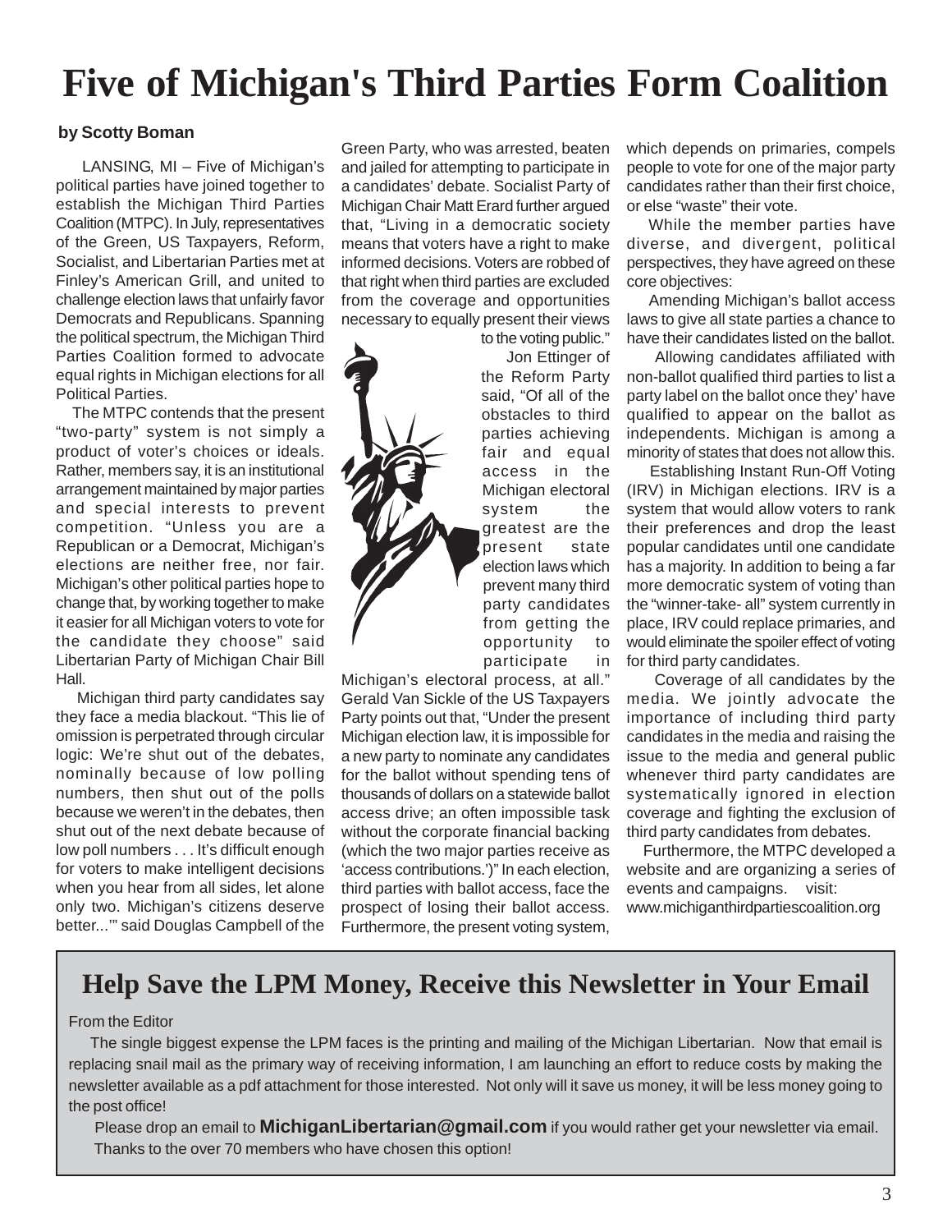# Five of Michigan's Third Parties Form Coalition

**by Scotty Boman**

LANSING, MI – Five of Michigan's political parties have joined together to establish the Michigan Third Parties Coalition (MTPC). In July, representatives of the Green, US Taxpayers, Reform, Socialist, and Libertarian Parties met at Finley's American Grill, and united to challenge election laws that unfairly favor Democrats and Republicans. Spanning the political spectrum, the Michigan Third Parties Coalition formed to advocate equal rights in Michigan elections for all Political Parties.

The MTPC contends that the present "two-party" system is not simply a product of voter's choices or ideals. Rather, members say, it is an institutional arrangement maintained by major parties and special interests to prevent competition. "Unless you are a Republican or a Democrat, Michigan's elections are neither free, nor fair. Michigan's other political parties hope to change that, by working together to make it easier for all Michigan voters to vote for the candidate they choose" said Libertarian Party of Michigan Chair Bill Hall.

Michigan third party candidates say they face a media blackout. "This lie of omission is perpetrated through circular logic: We're shut out of the debates, nominally because of low polling numbers, then shut out of the polls because we weren't in the debates, then shut out of the next debate because of low poll numbers . . . It's difficult enough for voters to make intelligent decisions when you hear from all sides, let alone only two. Michigan's citizens deserve better...'" said Douglas Campbell of the Green Party, who was arrested, beaten and jailed for attempting to participate in a candidates' debate. Socialist Party of Michigan Chair Matt Erard further argued that, "Living in a democratic society means that voters have a right to make informed decisions. Voters are robbed of that right when third parties are excluded from the coverage and opportunities necessary to equally present their views to the voting public."

Jon Ettinger of the Reform Party said, "Of all of the obstacles to third parties achieving fair and equal access in the Michigan electoral system the greatest are the present state election laws which prevent many third party candidates from getting the opportunity to participate in Michigan's electoral process, at all." Gerald Van Sickle of the US Taxpayers Party points out that, "Under the present Michigan election law, it is impossible for a new party to nominate any candidates for the ballot without spending tens of thousands of dollars on a statewide ballot access drive; an often impossible task without the corporate financial backing (which the two major parties receive as 'access contributions.')" In each election, third parties with ballot access, face the prospect of losing their ballot access. Furthermore, the present voting system, which depends on primaries, compels people to vote for one of the major party candidates rather than their first choice, or else "waste" their vote.

While the member parties have diverse, and divergent, political perspectives, they have agreed on these core objectives:

Amending Michigan's ballot access laws to give all state parties a chance to have their candidates listed on the ballot.

Allowing candidates affiliated with non-ballot qualified third parties to list a party label on the ballot once they' have qualified to appear on the ballot as independents. Michigan is among a minority of states that does not allow this.

Establishing Instant Run-Off Voting (IRV) in Michigan elections. IRV is a system that would allow voters to rank their preferences and drop the least popular candidates until one candidate has a majority. In addition to being a far more democratic system of voting than the "winner-take- all" system currently in place, IRV could replace primaries, and would eliminate the spoiler effect of voting for third party candidates.

Coverage of all candidates by the media. We jointly advocate the importance of including third party candidates in the media and raising the issue to the media and general public whenever third party candidates are systematically ignored in election coverage and fighting the exclusion of third party candidates from debates.

Furthermore, the MTPC developed a website and are organizing a series of events and campaigns. visit: www.michiganthirdpartiescoalition.org

## Help Save the LPM Money, Receive this Newsletter in Your Email

From the Editor

The single biggest expense the LPM faces is the printing and mailing of the Michigan Libertarian. Now that email is replacing snail mail as the primary way of receiving information, I am launching an effort to reduce costs by making the newsletter available as a pdf attachment for those interested. Not only will it save us money, it will be less money going to the post office!

Please drop an email to **MichiganLibertarian@gmail.com** if you would rather get your newsletter via email. Thanks to the over 70 members who have chosen this option!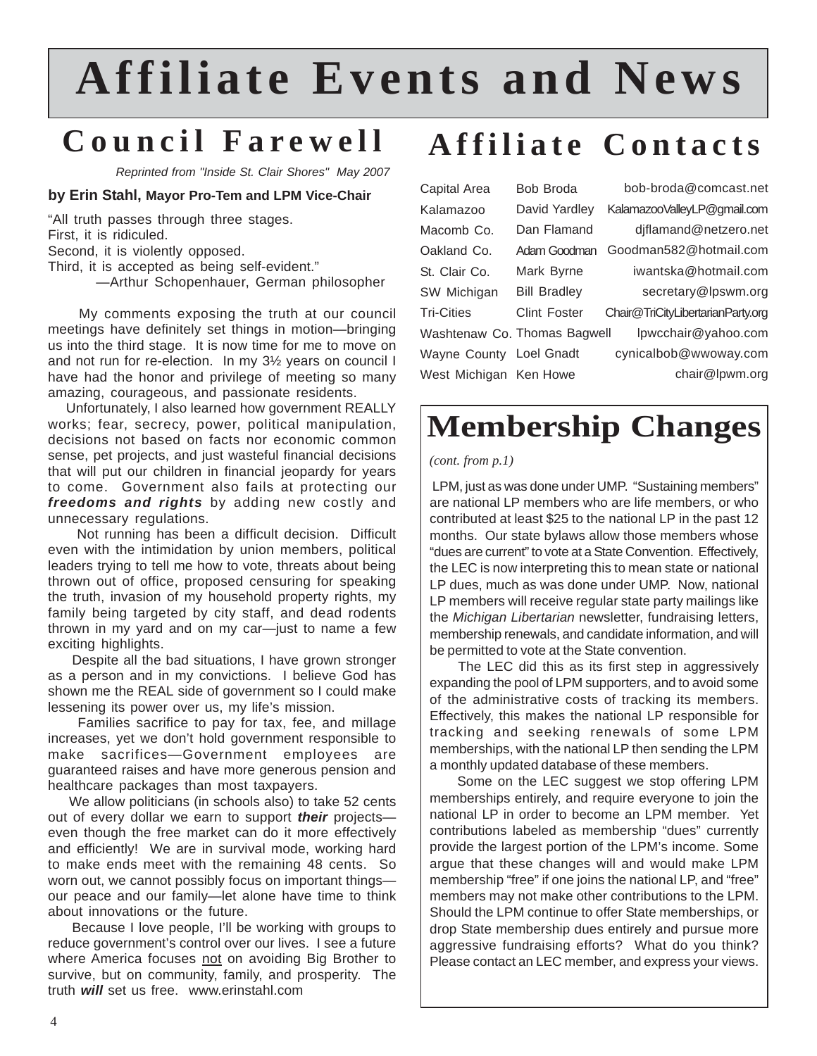# Affiliate Events and News

## Council Farewell

*Reprinted from "Inside St. Clair Shores" May 2007*

**by Erin Stahl, Mayor Pro-Tem and LPM Vice-Chair**

"All truth passes through three stages.
First, it is ridiculed.
Second, it is violently opposed.
Third, it is accepted as being self-evident."
—Arthur Schopenhauer, German philosopher

My comments exposing the truth at our council meetings have definitely set things in motion—bringing us into the third stage. It is now time for me to move on and not run for re-election. In my 3½ years on council I have had the honor and privilege of meeting so many amazing, courageous, and passionate residents.

Unfortunately, I also learned how government REALLY works; fear, secrecy, power, political manipulation, decisions not based on facts nor economic common sense, pet projects, and just wasteful financial decisions that will put our children in financial jeopardy for years to come. Government also fails at protecting our ***freedoms and rights*** by adding new costly and unnecessary regulations.

Not running has been a difficult decision. Difficult even with the intimidation by union members, political leaders trying to tell me how to vote, threats about being thrown out of office, proposed censuring for speaking the truth, invasion of my household property rights, my family being targeted by city staff, and dead rodents thrown in my yard and on my car—just to name a few exciting highlights.

Despite all the bad situations, I have grown stronger as a person and in my convictions. I believe God has shown me the REAL side of government so I could make lessening its power over us, my life's mission.

Families sacrifice to pay for tax, fee, and millage increases, yet we don't hold government responsible to make sacrifices—Government employees are guaranteed raises and have more generous pension and healthcare packages than most taxpayers.

We allow politicians (in schools also) to take 52 cents out of every dollar we earn to support ***their*** projects—even though the free market can do it more effectively and efficiently! We are in survival mode, working hard to make ends meet with the remaining 48 cents. So worn out, we cannot possibly focus on important things—our peace and our family—let alone have time to think about innovations or the future.

Because I love people, I'll be working with groups to reduce government's control over our lives. I see a future where America focuses <u>not</u> on avoiding Big Brother to survive, but on community, family, and prosperity. The truth ***will*** set us free. www.erinstahl.com

## Affiliate Contacts

| | | |
|---|---|---|
| Capital Area | Bob Broda | bob-broda@comcast.net |
| Kalamazoo | David Yardley | KalamazooValleyLP@gmail.com |
| Macomb Co. | Dan Flamand | djflamand@netzero.net |
| Oakland Co. | Adam Goodman | Goodman582@hotmail.com |
| St. Clair Co. | Mark Byrne | iwantska@hotmail.com |
| SW Michigan | Bill Bradley | secretary@lpswm.org |
| Tri-Cities | Clint Foster | Chair@TriCityLibertarianParty.org |
| Washtenaw Co. | Thomas Bagwell | lpwcchair@yahoo.com |
| Wayne County | Loel Gnadt | cynicalbob@wwoway.com |
| West Michigan | Ken Howe | chair@lpwm.org |

## Membership Changes

*(cont. from p.1)*

LPM, just as was done under UMP. "Sustaining members" are national LP members who are life members, or who contributed at least $25 to the national LP in the past 12 months. Our state bylaws allow those members whose "dues are current" to vote at a State Convention. Effectively, the LEC is now interpreting this to mean state or national LP dues, much as was done under UMP. Now, national LP members will receive regular state party mailings like the *Michigan Libertarian* newsletter, fundraising letters, membership renewals, and candidate information, and will be permitted to vote at the State convention.

The LEC did this as its first step in aggressively expanding the pool of LPM supporters, and to avoid some of the administrative costs of tracking its members. Effectively, this makes the national LP responsible for tracking and seeking renewals of some LPM memberships, with the national LP then sending the LPM a monthly updated database of these members.

Some on the LEC suggest we stop offering LPM memberships entirely, and require everyone to join the national LP in order to become an LPM member. Yet contributions labeled as membership "dues" currently provide the largest portion of the LPM's income. Some argue that these changes will and would make LPM membership "free" if one joins the national LP, and "free" members may not make other contributions to the LPM. Should the LPM continue to offer State memberships, or drop State membership dues entirely and pursue more aggressive fundraising efforts? What do you think? Please contact an LEC member, and express your views.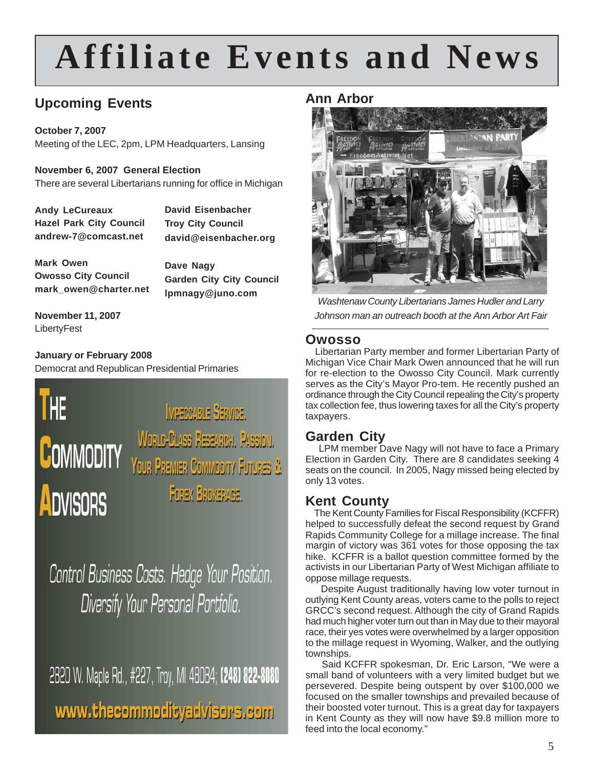# Affiliate Events and News

## Upcoming Events

**October 7, 2007**
Meeting of the LEC, 2pm, LPM Headquarters, Lansing

**November 6, 2007 General Election**
There are several Libertarians running for office in Michigan

**Andy LeCureaux**
**Hazel Park City Council**
**andrew-7@comcast.net**

**David Eisenbacher**
**Troy City Council**
**david@eisenbacher.org**

**Mark Owen**
**Owosso City Council**
**mark_owen@charter.net**

**Dave Nagy**
**Garden City City Council**
**lpmnagy@juno.com**

**November 11, 2007**
LibertyFest

**January or February 2008**
Democrat and Republican Presidential Primaries

THE COMMODITY ADVISORS

IMPECCABLE SERVICE. WORLD-CLASS RESEARCH. PASSION. YOUR PREMIER COMMODITY FUTURES & FOREX BROKERAGE.

Control Business Costs. Hedge Your Position. Diversify Your Personal Portfolio.

2820 W. Maple Rd., #227, Troy, MI 48084; **(248) 822-8080**

**www.thecommodityadvisors.com**

## Ann Arbor

*Washtenaw County Libertarians James Hudler and Larry Johnson man an outreach booth at the Ann Arbor Art Fair*

## Owosso

Libertarian Party member and former Libertarian Party of Michigan Vice Chair Mark Owen announced that he will run for re-election to the Owosso City Council. Mark currently serves as the City's Mayor Pro-tem. He recently pushed an ordinance through the City Council repealing the City's property tax collection fee, thus lowering taxes for all the City's property taxpayers.

## Garden City

LPM member Dave Nagy will not have to face a Primary Election in Garden City. There are 8 candidates seeking 4 seats on the council. In 2005, Nagy missed being elected by only 13 votes.

## Kent County

The Kent County Families for Fiscal Responsibility (KCFFR) helped to successfully defeat the second request by Grand Rapids Community College for a millage increase. The final margin of victory was 361 votes for those opposing the tax hike. KCFFR is a ballot question committee formed by the activists in our Libertarian Party of West Michigan affiliate to oppose millage requests.

Despite August traditionally having low voter turnout in outlying Kent County areas, voters came to the polls to reject GRCC's second request. Although the city of Grand Rapids had much higher voter turn out than in May due to their mayoral race, their yes votes were overwhelmed by a larger opposition to the millage request in Wyoming, Walker, and the outlying townships.

Said KCFFR spokesman, Dr. Eric Larson, "We were a small band of volunteers with a very limited budget but we persevered. Despite being outspent by over $100,000 we focused on the smaller townships and prevailed because of their boosted voter turnout. This is a great day for taxpayers in Kent County as they will now have $9.8 million more to feed into the local economy."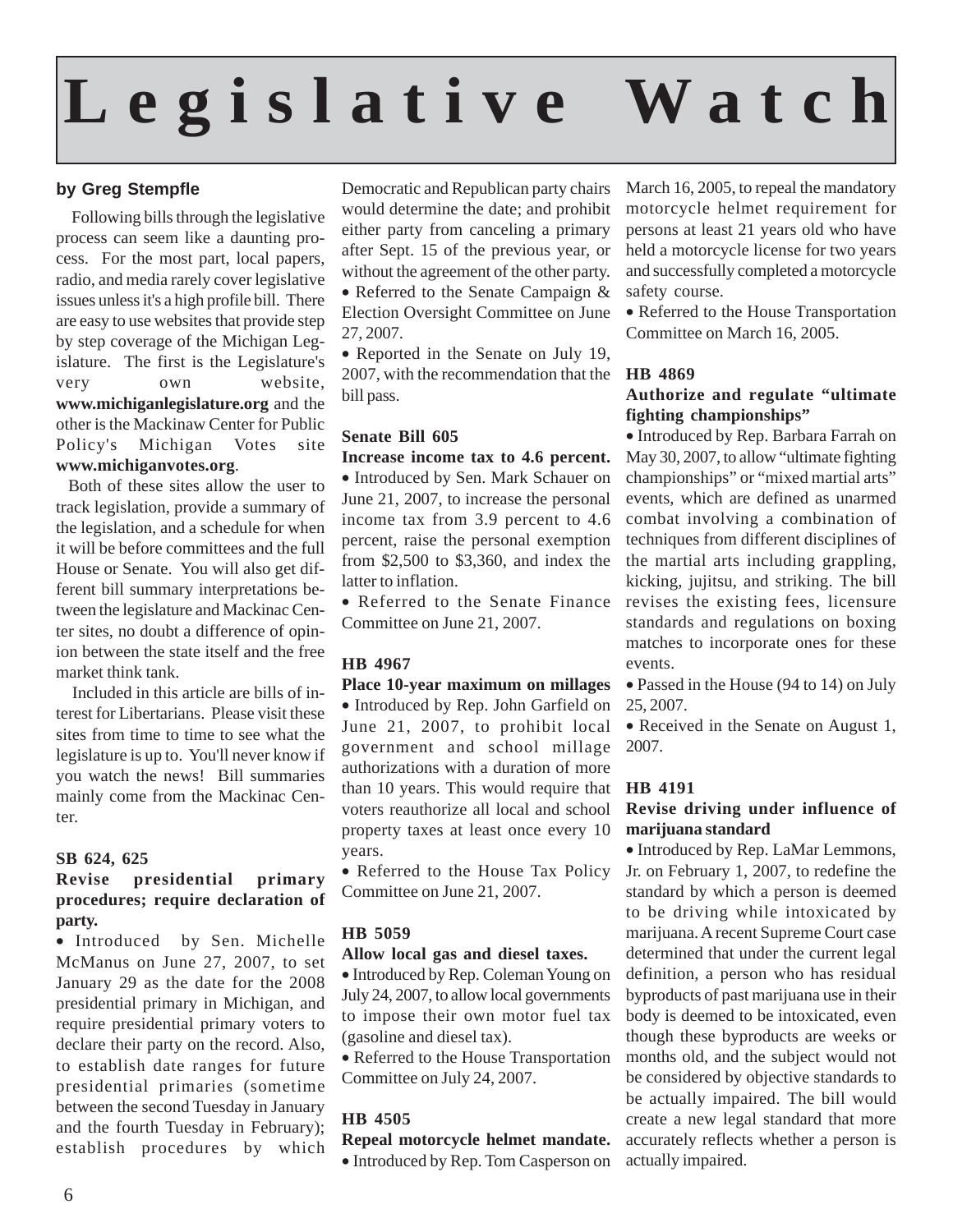# Legislative Watch

**by Greg Stempfle**

Following bills through the legislative process can seem like a daunting process. For the most part, local papers, radio, and media rarely cover legislative issues unless it's a high profile bill. There are easy to use websites that provide step by step coverage of the Michigan Legislature. The first is the Legislature's very own website, **www.michiganlegislature.org** and the other is the Mackinaw Center for Public Policy's Michigan Votes site **www.michiganvotes.org**.

Both of these sites allow the user to track legislation, provide a summary of the legislation, and a schedule for when it will be before committees and the full House or Senate. You will also get different bill summary interpretations between the legislature and Mackinac Center sites, no doubt a difference of opinion between the state itself and the free market think tank.

Included in this article are bills of interest for Libertarians. Please visit these sites from time to time to see what the legislature is up to. You'll never know if you watch the news! Bill summaries mainly come from the Mackinac Center.

**SB 624, 625**

**Revise presidential primary procedures; require declaration of party.**

- Introduced by Sen. Michelle McManus on June 27, 2007, to set January 29 as the date for the 2008 presidential primary in Michigan, and require presidential primary voters to declare their party on the record. Also, to establish date ranges for future presidential primaries (sometime between the second Tuesday in January and the fourth Tuesday in February); establish procedures by which Democratic and Republican party chairs would determine the date; and prohibit either party from canceling a primary after Sept. 15 of the previous year, or without the agreement of the other party.
- Referred to the Senate Campaign & Election Oversight Committee on June 27, 2007.
- Reported in the Senate on July 19, 2007, with the recommendation that the bill pass.

**Senate Bill 605**

**Increase income tax to 4.6 percent.**

- Introduced by Sen. Mark Schauer on June 21, 2007, to increase the personal income tax from 3.9 percent to 4.6 percent, raise the personal exemption from $2,500 to $3,360, and index the latter to inflation.
- Referred to the Senate Finance Committee on June 21, 2007.

**HB 4967**

**Place 10-year maximum on millages**

- Introduced by Rep. John Garfield on June 21, 2007, to prohibit local government and school millage authorizations with a duration of more than 10 years. This would require that voters reauthorize all local and school property taxes at least once every 10 years.
- Referred to the House Tax Policy Committee on June 21, 2007.

**HB 5059**

**Allow local gas and diesel taxes.**

- Introduced by Rep. Coleman Young on July 24, 2007, to allow local governments to impose their own motor fuel tax (gasoline and diesel tax).
- Referred to the House Transportation Committee on July 24, 2007.

**HB 4505**

**Repeal motorcycle helmet mandate.**

- Introduced by Rep. Tom Casperson on March 16, 2005, to repeal the mandatory motorcycle helmet requirement for persons at least 21 years old who have held a motorcycle license for two years and successfully completed a motorcycle safety course.
- Referred to the House Transportation Committee on March 16, 2005.

**HB 4869**

**Authorize and regulate "ultimate fighting championships"**

- Introduced by Rep. Barbara Farrah on May 30, 2007, to allow "ultimate fighting championships" or "mixed martial arts" events, which are defined as unarmed combat involving a combination of techniques from different disciplines of the martial arts including grappling, kicking, jujitsu, and striking. The bill revises the existing fees, licensure standards and regulations on boxing matches to incorporate ones for these events.
- Passed in the House (94 to 14) on July 25, 2007.
- Received in the Senate on August 1, 2007.

**HB 4191**

**Revise driving under influence of marijuana standard**

- Introduced by Rep. LaMar Lemmons, Jr. on February 1, 2007, to redefine the standard by which a person is deemed to be driving while intoxicated by marijuana. A recent Supreme Court case determined that under the current legal definition, a person who has residual byproducts of past marijuana use in their body is deemed to be intoxicated, even though these byproducts are weeks or months old, and the subject would not be considered by objective standards to be actually impaired. The bill would create a new legal standard that more accurately reflects whether a person is actually impaired.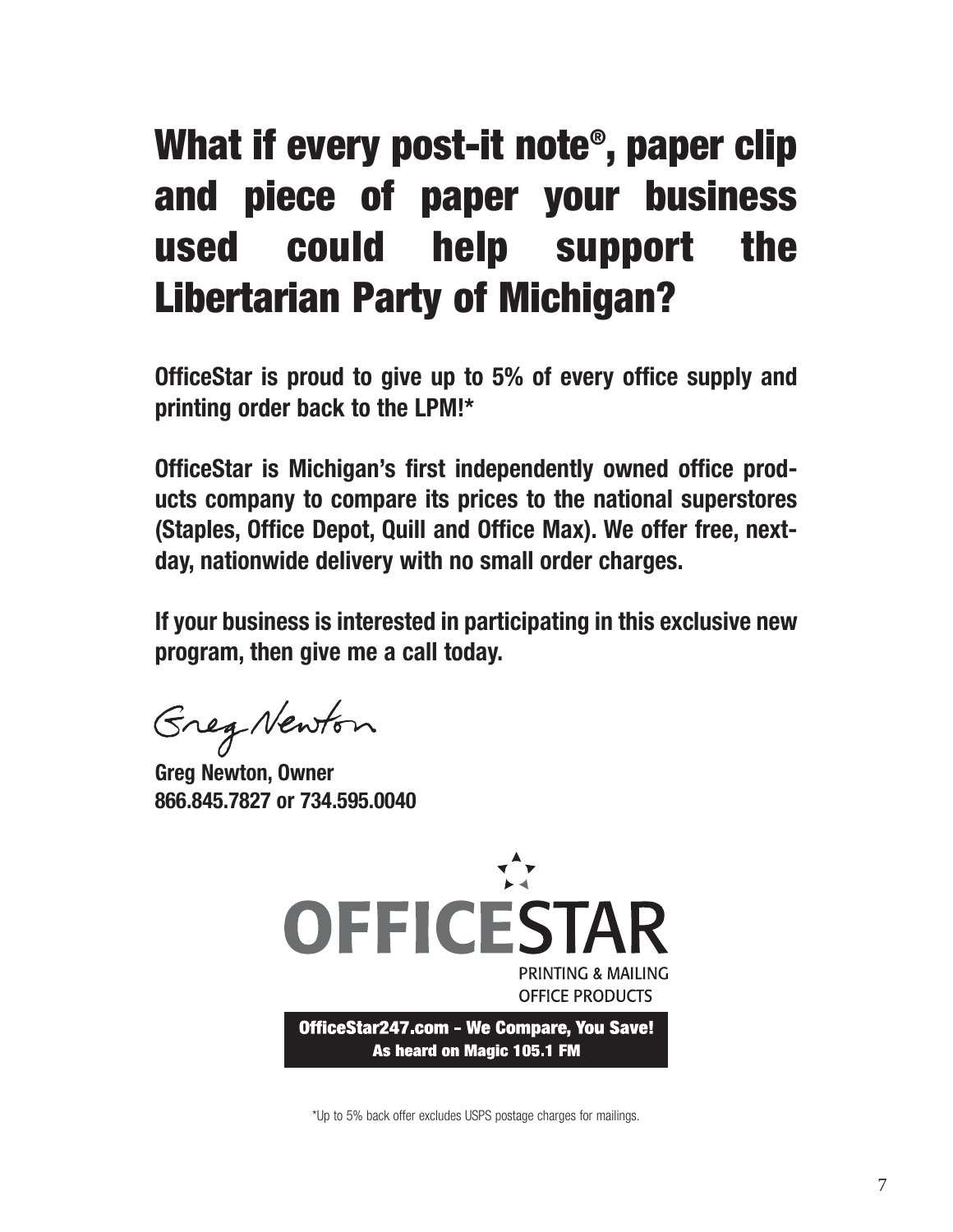# What if every post-it note®, paper clip and piece of paper your business used could help support the Libertarian Party of Michigan?

**OfficeStar is proud to give up to 5% of every office supply and printing order back to the LPM!***

**OfficeStar is Michigan's first independently owned office products company to compare its prices to the national superstores (Staples, Office Depot, Quill and Office Max). We offer free, next-day, nationwide delivery with no small order charges.**

**If your business is interested in participating in this exclusive new program, then give me a call today.**

Greg Newton

**Greg Newton, Owner**
**866.845.7827 or 734.595.0040**

OFFICESTAR
PRINTING & MAILING
OFFICE PRODUCTS

**OfficeStar247.com - We Compare, You Save!**
**As heard on Magic 105.1 FM**

*Up to 5% back offer excludes USPS postage charges for mailings.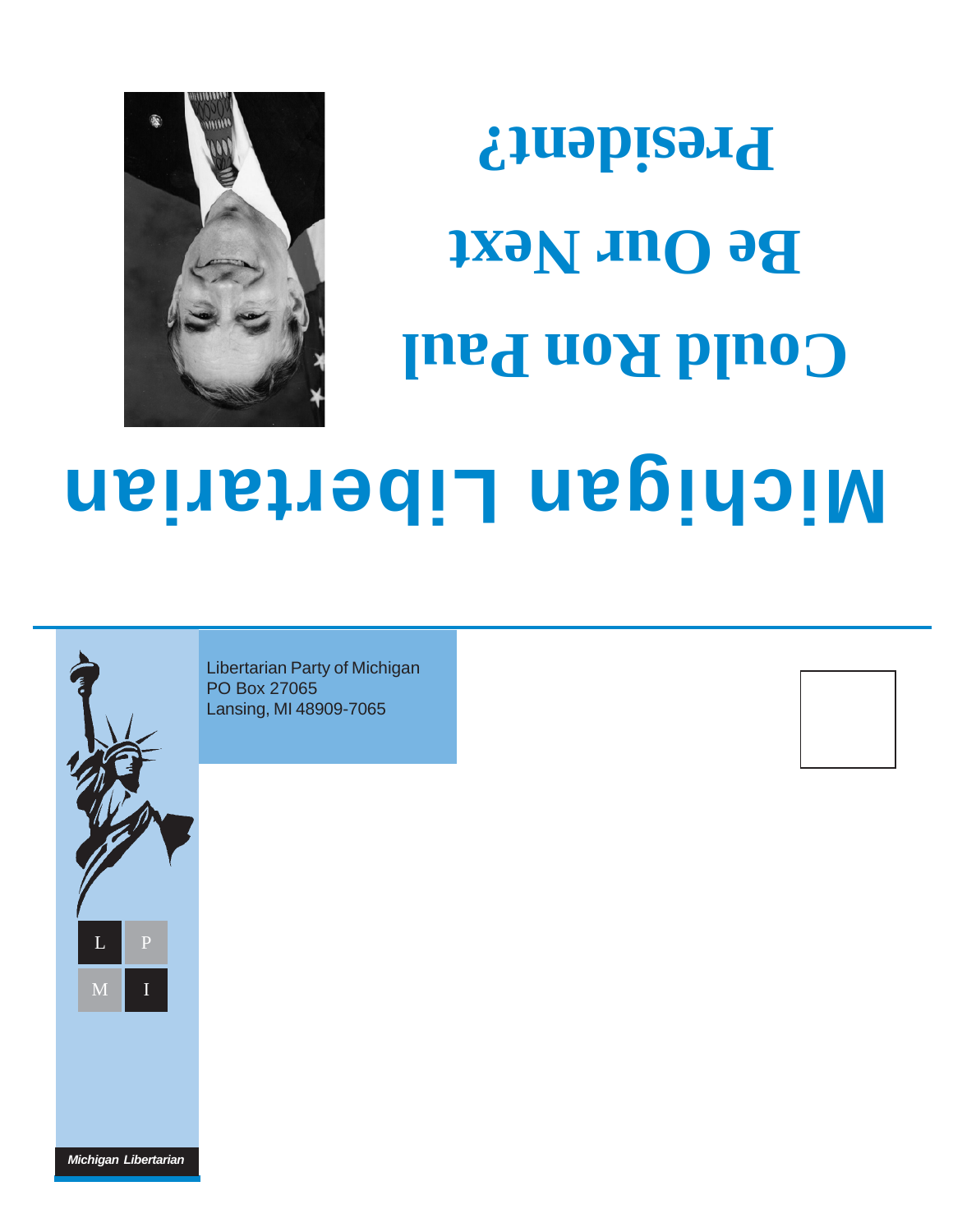# Michigan Libertarian

## Could Ron Paul Be Our Next President?

Libertarian Party of Michigan
PO Box 27065
Lansing, MI 48909-7065

L P
M I

*Michigan Libertarian*